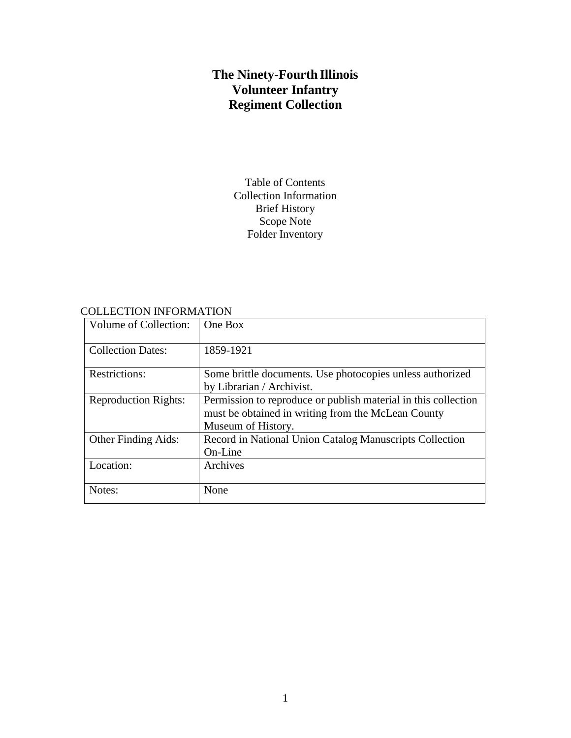# The Ninety-Fourth Illinois Volunteer Infantry Regiment Collection

Table of Contents
Collection Information
Brief History
Scope Note
Folder Inventory

## COLLECTION INFORMATION

| | |
|---|---|
| Volume of Collection: | One Box |
| Collection Dates: | 1859-1921 |
| Restrictions: | Some brittle documents. Use photocopies unless authorized by Librarian / Archivist. |
| Reproduction Rights: | Permission to reproduce or publish material in this collection must be obtained in writing from the McLean County Museum of History. |
| Other Finding Aids: | Record in National Union Catalog Manuscripts Collection On-Line |
| Location: | Archives |
| Notes: | None |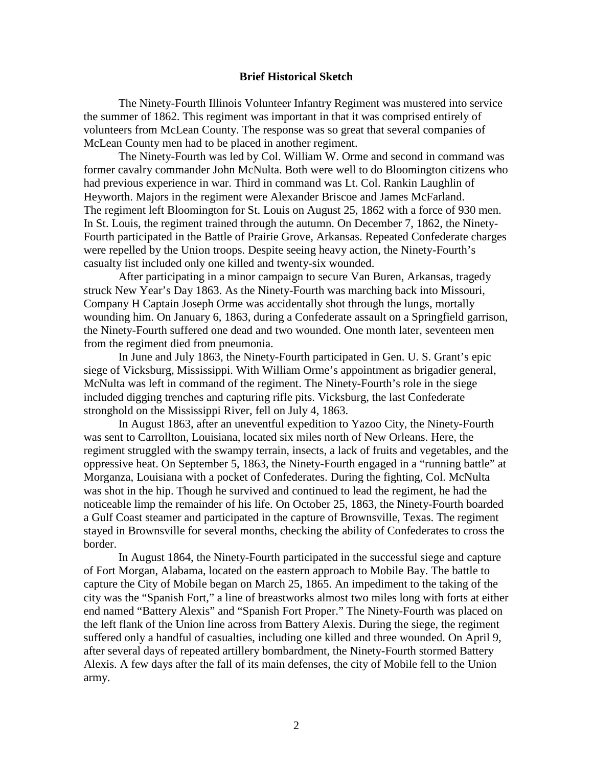## Brief Historical Sketch

The Ninety-Fourth Illinois Volunteer Infantry Regiment was mustered into service the summer of 1862. This regiment was important in that it was comprised entirely of volunteers from McLean County. The response was so great that several companies of McLean County men had to be placed in another regiment.

The Ninety-Fourth was led by Col. William W. Orme and second in command was former cavalry commander John McNulta. Both were well to do Bloomington citizens who had previous experience in war. Third in command was Lt. Col. Rankin Laughlin of Heyworth. Majors in the regiment were Alexander Briscoe and James McFarland.
The regiment left Bloomington for St. Louis on August 25, 1862 with a force of 930 men. In St. Louis, the regiment trained through the autumn. On December 7, 1862, the Ninety-Fourth participated in the Battle of Prairie Grove, Arkansas. Repeated Confederate charges were repelled by the Union troops. Despite seeing heavy action, the Ninety-Fourth's casualty list included only one killed and twenty-six wounded.

After participating in a minor campaign to secure Van Buren, Arkansas, tragedy struck New Year's Day 1863. As the Ninety-Fourth was marching back into Missouri, Company H Captain Joseph Orme was accidentally shot through the lungs, mortally wounding him. On January 6, 1863, during a Confederate assault on a Springfield garrison, the Ninety-Fourth suffered one dead and two wounded. One month later, seventeen men from the regiment died from pneumonia.

In June and July 1863, the Ninety-Fourth participated in Gen. U. S. Grant's epic siege of Vicksburg, Mississippi. With William Orme's appointment as brigadier general, McNulta was left in command of the regiment. The Ninety-Fourth's role in the siege included digging trenches and capturing rifle pits. Vicksburg, the last Confederate stronghold on the Mississippi River, fell on July 4, 1863.

In August 1863, after an uneventful expedition to Yazoo City, the Ninety-Fourth was sent to Carrollton, Louisiana, located six miles north of New Orleans. Here, the regiment struggled with the swampy terrain, insects, a lack of fruits and vegetables, and the oppressive heat. On September 5, 1863, the Ninety-Fourth engaged in a "running battle" at Morganza, Louisiana with a pocket of Confederates. During the fighting, Col. McNulta was shot in the hip. Though he survived and continued to lead the regiment, he had the noticeable limp the remainder of his life. On October 25, 1863, the Ninety-Fourth boarded a Gulf Coast steamer and participated in the capture of Brownsville, Texas. The regiment stayed in Brownsville for several months, checking the ability of Confederates to cross the border.

In August 1864, the Ninety-Fourth participated in the successful siege and capture of Fort Morgan, Alabama, located on the eastern approach to Mobile Bay. The battle to capture the City of Mobile began on March 25, 1865. An impediment to the taking of the city was the "Spanish Fort," a line of breastworks almost two miles long with forts at either end named "Battery Alexis" and "Spanish Fort Proper." The Ninety-Fourth was placed on the left flank of the Union line across from Battery Alexis. During the siege, the regiment suffered only a handful of casualties, including one killed and three wounded. On April 9, after several days of repeated artillery bombardment, the Ninety-Fourth stormed Battery Alexis. A few days after the fall of its main defenses, the city of Mobile fell to the Union army.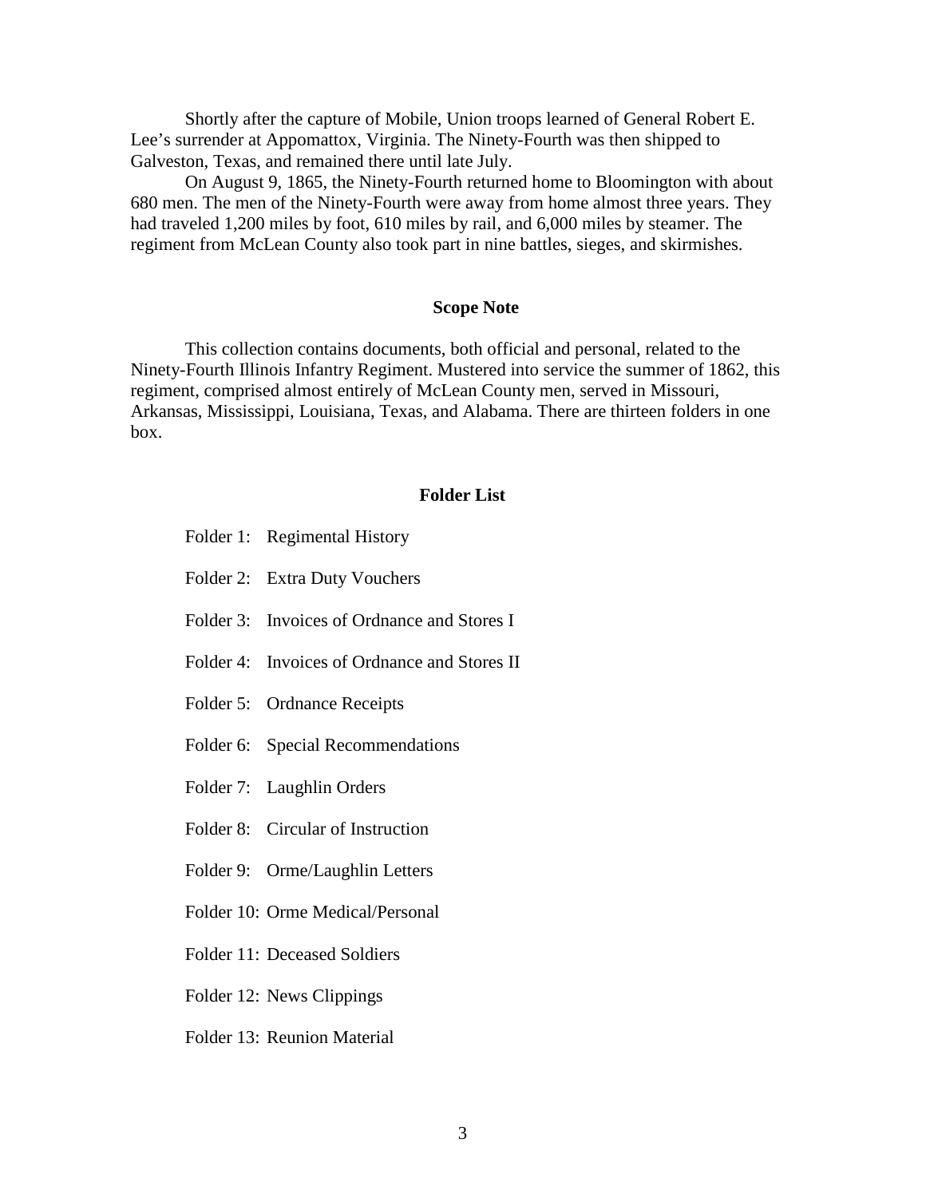Shortly after the capture of Mobile, Union troops learned of General Robert E. Lee's surrender at Appomattox, Virginia. The Ninety-Fourth was then shipped to Galveston, Texas, and remained there until late July.

On August 9, 1865, the Ninety-Fourth returned home to Bloomington with about 680 men. The men of the Ninety-Fourth were away from home almost three years. They had traveled 1,200 miles by foot, 610 miles by rail, and 6,000 miles by steamer. The regiment from McLean County also took part in nine battles, sieges, and skirmishes.

## Scope Note

This collection contains documents, both official and personal, related to the Ninety-Fourth Illinois Infantry Regiment. Mustered into service the summer of 1862, this regiment, comprised almost entirely of McLean County men, served in Missouri, Arkansas, Mississippi, Louisiana, Texas, and Alabama. There are thirteen folders in one box.

## Folder List

Folder 1: Regimental History

Folder 2: Extra Duty Vouchers

Folder 3: Invoices of Ordnance and Stores I

Folder 4: Invoices of Ordnance and Stores II

Folder 5: Ordnance Receipts

Folder 6: Special Recommendations

Folder 7: Laughlin Orders

Folder 8: Circular of Instruction

Folder 9: Orme/Laughlin Letters

Folder 10: Orme Medical/Personal

Folder 11: Deceased Soldiers

Folder 12: News Clippings

Folder 13: Reunion Material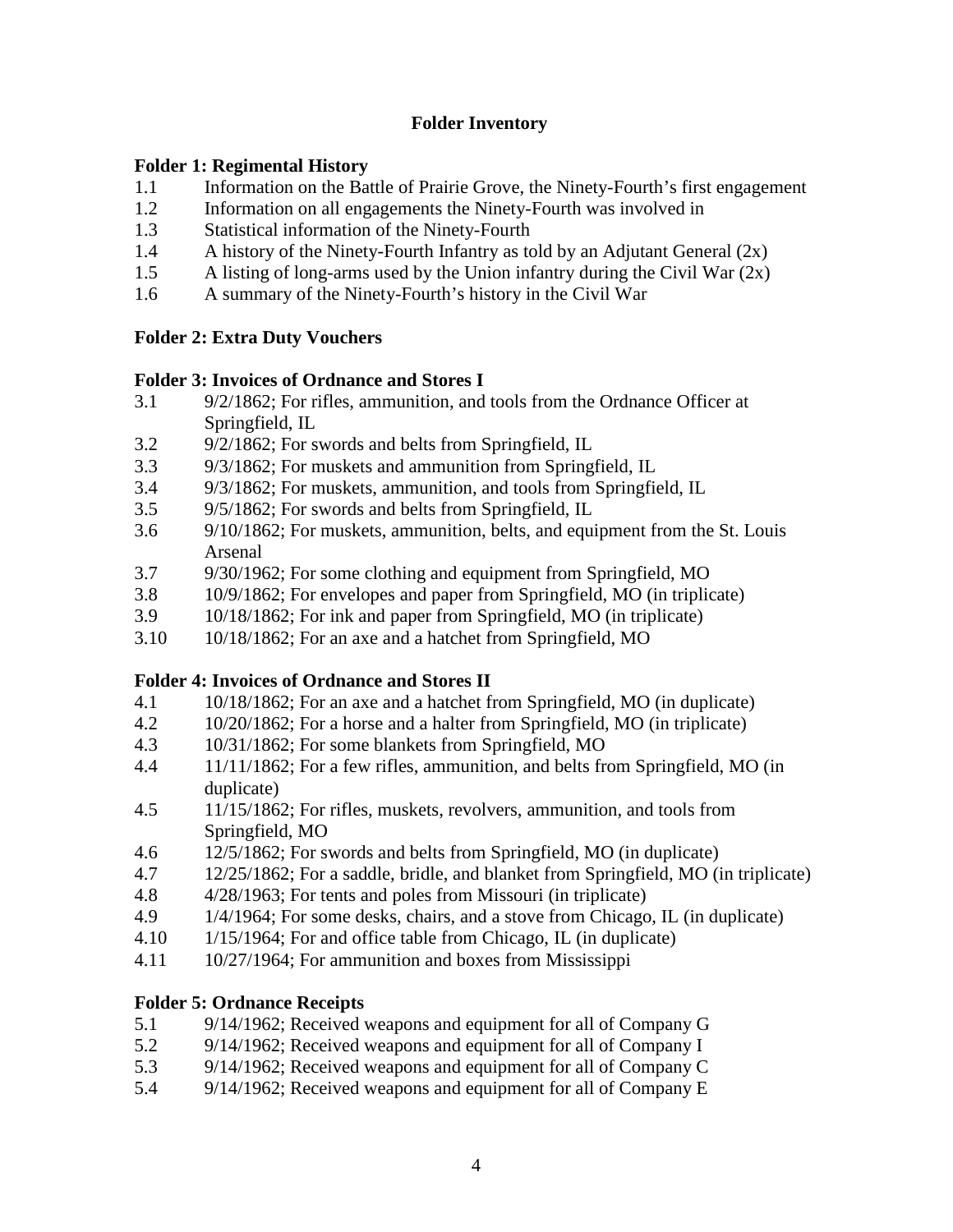# Folder Inventory

## Folder 1: Regimental History

- 1.1 Information on the Battle of Prairie Grove, the Ninety-Fourth's first engagement
- 1.2 Information on all engagements the Ninety-Fourth was involved in
- 1.3 Statistical information of the Ninety-Fourth
- 1.4 A history of the Ninety-Fourth Infantry as told by an Adjutant General (2x)
- 1.5 A listing of long-arms used by the Union infantry during the Civil War (2x)
- 1.6 A summary of the Ninety-Fourth's history in the Civil War

## Folder 2: Extra Duty Vouchers

## Folder 3: Invoices of Ordnance and Stores I

- 3.1 9/2/1862; For rifles, ammunition, and tools from the Ordnance Officer at Springfield, IL
- 3.2 9/2/1862; For swords and belts from Springfield, IL
- 3.3 9/3/1862; For muskets and ammunition from Springfield, IL
- 3.4 9/3/1862; For muskets, ammunition, and tools from Springfield, IL
- 3.5 9/5/1862; For swords and belts from Springfield, IL
- 3.6 9/10/1862; For muskets, ammunition, belts, and equipment from the St. Louis Arsenal
- 3.7 9/30/1962; For some clothing and equipment from Springfield, MO
- 3.8 10/9/1862; For envelopes and paper from Springfield, MO (in triplicate)
- 3.9 10/18/1862; For ink and paper from Springfield, MO (in triplicate)
- 3.10 10/18/1862; For an axe and a hatchet from Springfield, MO

## Folder 4: Invoices of Ordnance and Stores II

- 4.1 10/18/1862; For an axe and a hatchet from Springfield, MO (in duplicate)
- 4.2 10/20/1862; For a horse and a halter from Springfield, MO (in triplicate)
- 4.3 10/31/1862; For some blankets from Springfield, MO
- 4.4 11/11/1862; For a few rifles, ammunition, and belts from Springfield, MO (in duplicate)
- 4.5 11/15/1862; For rifles, muskets, revolvers, ammunition, and tools from Springfield, MO
- 4.6 12/5/1862; For swords and belts from Springfield, MO (in duplicate)
- 4.7 12/25/1862; For a saddle, bridle, and blanket from Springfield, MO (in triplicate)
- 4.8 4/28/1963; For tents and poles from Missouri (in triplicate)
- 4.9 1/4/1964; For some desks, chairs, and a stove from Chicago, IL (in duplicate)
- 4.10 1/15/1964; For and office table from Chicago, IL (in duplicate)
- 4.11 10/27/1964; For ammunition and boxes from Mississippi

## Folder 5: Ordnance Receipts

- 5.1 9/14/1962; Received weapons and equipment for all of Company G
- 5.2 9/14/1962; Received weapons and equipment for all of Company I
- 5.3 9/14/1962; Received weapons and equipment for all of Company C
- 5.4 9/14/1962; Received weapons and equipment for all of Company E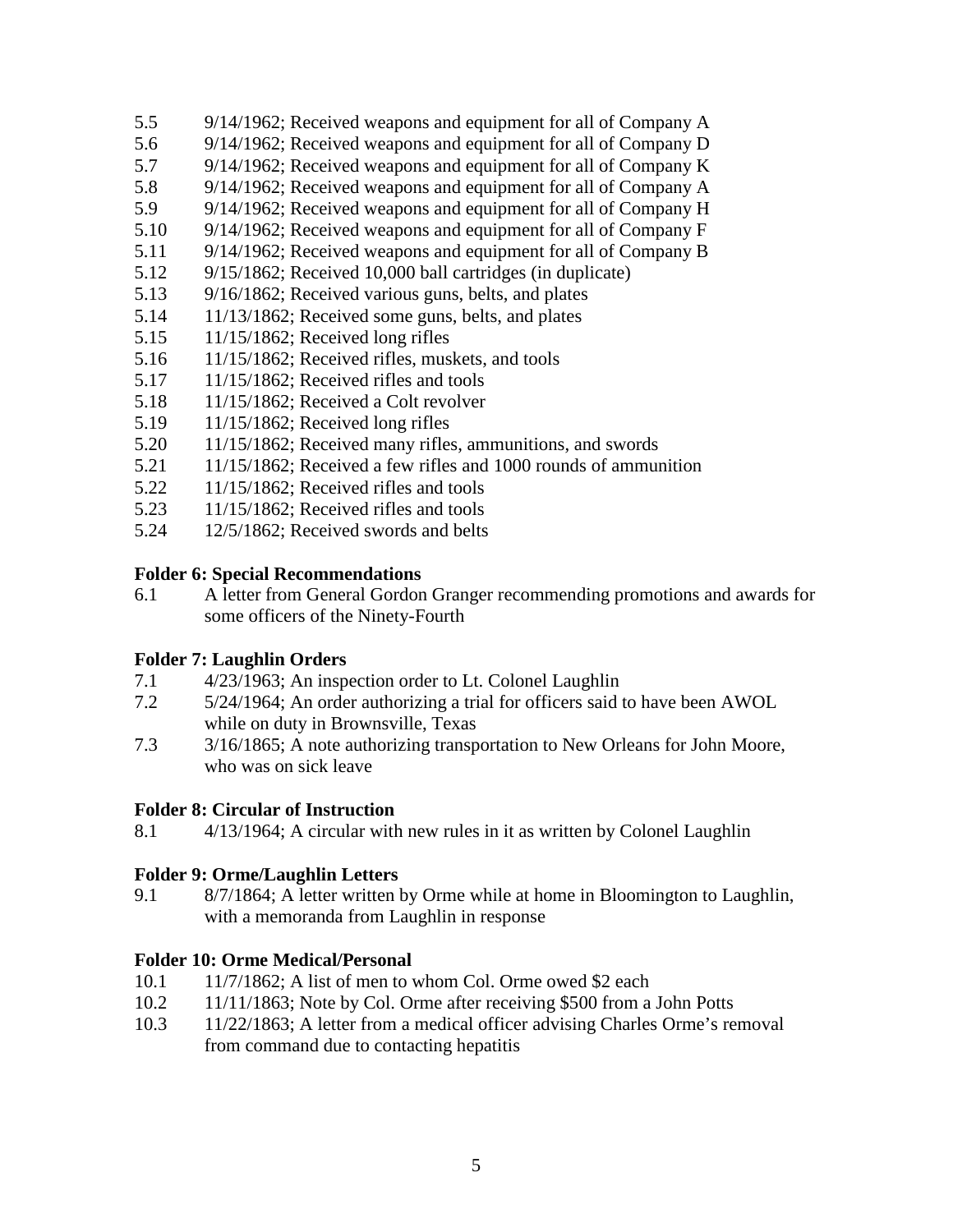5.5 9/14/1962; Received weapons and equipment for all of Company A
5.6 9/14/1962; Received weapons and equipment for all of Company D
5.7 9/14/1962; Received weapons and equipment for all of Company K
5.8 9/14/1962; Received weapons and equipment for all of Company A
5.9 9/14/1962; Received weapons and equipment for all of Company H
5.10 9/14/1962; Received weapons and equipment for all of Company F
5.11 9/14/1962; Received weapons and equipment for all of Company B
5.12 9/15/1862; Received 10,000 ball cartridges (in duplicate)
5.13 9/16/1862; Received various guns, belts, and plates
5.14 11/13/1862; Received some guns, belts, and plates
5.15 11/15/1862; Received long rifles
5.16 11/15/1862; Received rifles, muskets, and tools
5.17 11/15/1862; Received rifles and tools
5.18 11/15/1862; Received a Colt revolver
5.19 11/15/1862; Received long rifles
5.20 11/15/1862; Received many rifles, ammunitions, and swords
5.21 11/15/1862; Received a few rifles and 1000 rounds of ammunition
5.22 11/15/1862; Received rifles and tools
5.23 11/15/1862; Received rifles and tools
5.24 12/5/1862; Received swords and belts

**Folder 6: Special Recommendations**

6.1 A letter from General Gordon Granger recommending promotions and awards for some officers of the Ninety-Fourth

**Folder 7: Laughlin Orders**

7.1 4/23/1963; An inspection order to Lt. Colonel Laughlin
7.2 5/24/1964; An order authorizing a trial for officers said to have been AWOL while on duty in Brownsville, Texas
7.3 3/16/1865; A note authorizing transportation to New Orleans for John Moore, who was on sick leave

**Folder 8: Circular of Instruction**

8.1 4/13/1964; A circular with new rules in it as written by Colonel Laughlin

**Folder 9: Orme/Laughlin Letters**

9.1 8/7/1864; A letter written by Orme while at home in Bloomington to Laughlin, with a memoranda from Laughlin in response

**Folder 10: Orme Medical/Personal**

10.1 11/7/1862; A list of men to whom Col. Orme owed $2 each
10.2 11/11/1863; Note by Col. Orme after receiving $500 from a John Potts
10.3 11/22/1863; A letter from a medical officer advising Charles Orme's removal from command due to contacting hepatitis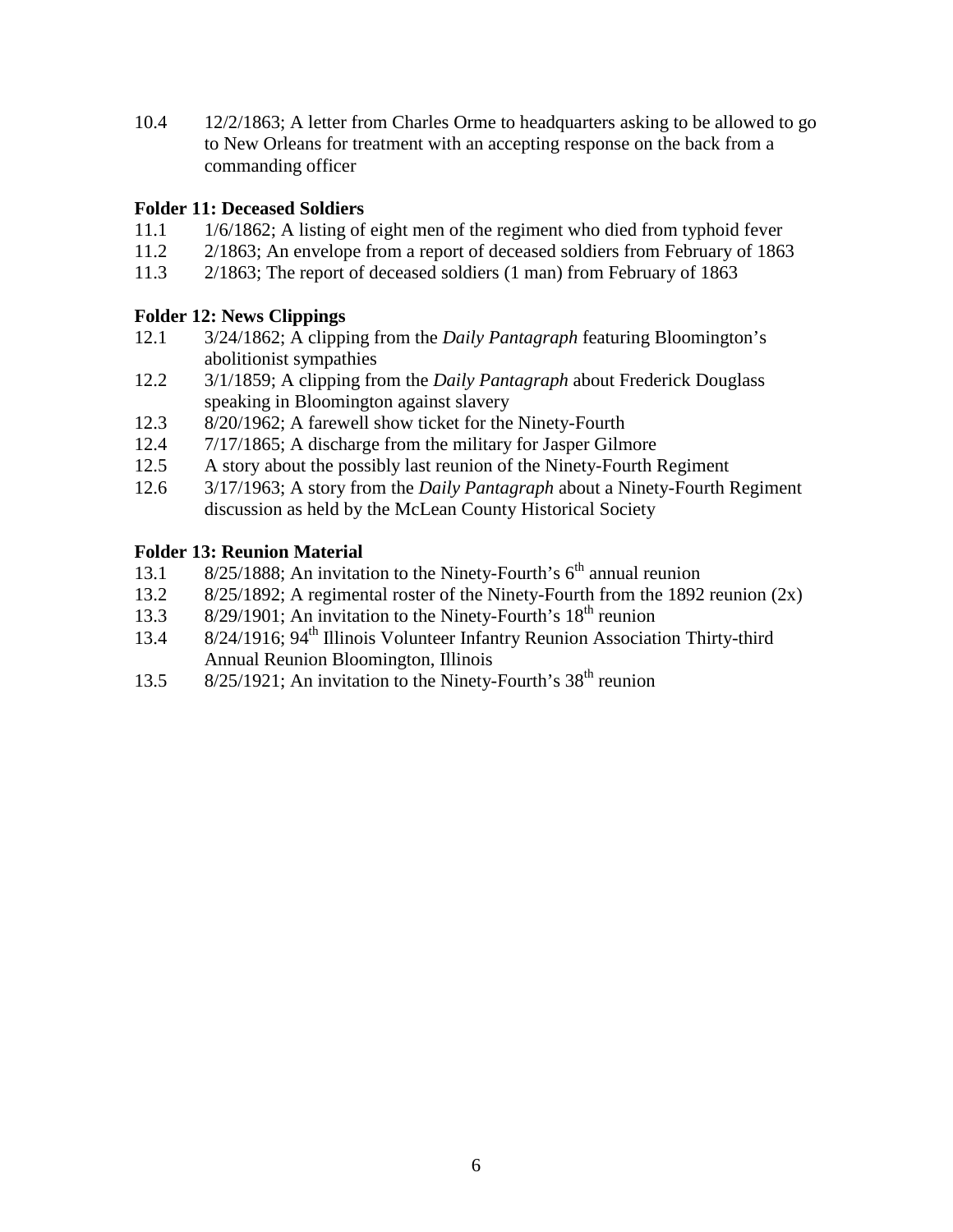10.4 12/2/1863; A letter from Charles Orme to headquarters asking to be allowed to go to New Orleans for treatment with an accepting response on the back from a commanding officer

**Folder 11: Deceased Soldiers**

11.1 1/6/1862; A listing of eight men of the regiment who died from typhoid fever

11.2 2/1863; An envelope from a report of deceased soldiers from February of 1863

11.3 2/1863; The report of deceased soldiers (1 man) from February of 1863

**Folder 12: News Clippings**

12.1 3/24/1862; A clipping from the *Daily Pantagraph* featuring Bloomington's abolitionist sympathies

12.2 3/1/1859; A clipping from the *Daily Pantagraph* about Frederick Douglass speaking in Bloomington against slavery

12.3 8/20/1962; A farewell show ticket for the Ninety-Fourth

12.4 7/17/1865; A discharge from the military for Jasper Gilmore

12.5 A story about the possibly last reunion of the Ninety-Fourth Regiment

12.6 3/17/1963; A story from the *Daily Pantagraph* about a Ninety-Fourth Regiment discussion as held by the McLean County Historical Society

**Folder 13: Reunion Material**

13.1 8/25/1888; An invitation to the Ninety-Fourth's 6th annual reunion

13.2 8/25/1892; A regimental roster of the Ninety-Fourth from the 1892 reunion (2x)

13.3 8/29/1901; An invitation to the Ninety-Fourth's 18th reunion

13.4 8/24/1916; 94th Illinois Volunteer Infantry Reunion Association Thirty-third Annual Reunion Bloomington, Illinois

13.5 8/25/1921; An invitation to the Ninety-Fourth's 38th reunion